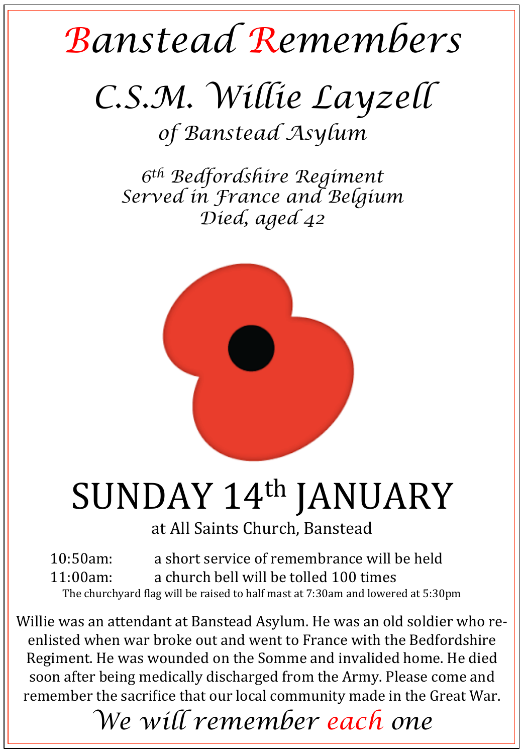# Banstead Remembers

## C.S.M. Willie Layzell

### *of Banstead Asylum*

*6th Bedfordshire Regiment*
*Served in France and Belgium*
*Died, aged 42*

# SUNDAY 14th JANUARY

at All Saints Church, Banstead

10:50am: a short service of remembrance will be held
11:00am: a church bell will be tolled 100 times

The churchyard flag will be raised to half mast at 7:30am and lowered at 5:30pm

Willie was an attendant at Banstead Asylum. He was an old soldier who re-enlisted when war broke out and went to France with the Bedfordshire Regiment. He was wounded on the Somme and invalided home. He died soon after being medically discharged from the Army. Please come and remember the sacrifice that our local community made in the Great War.

*We will remember each one*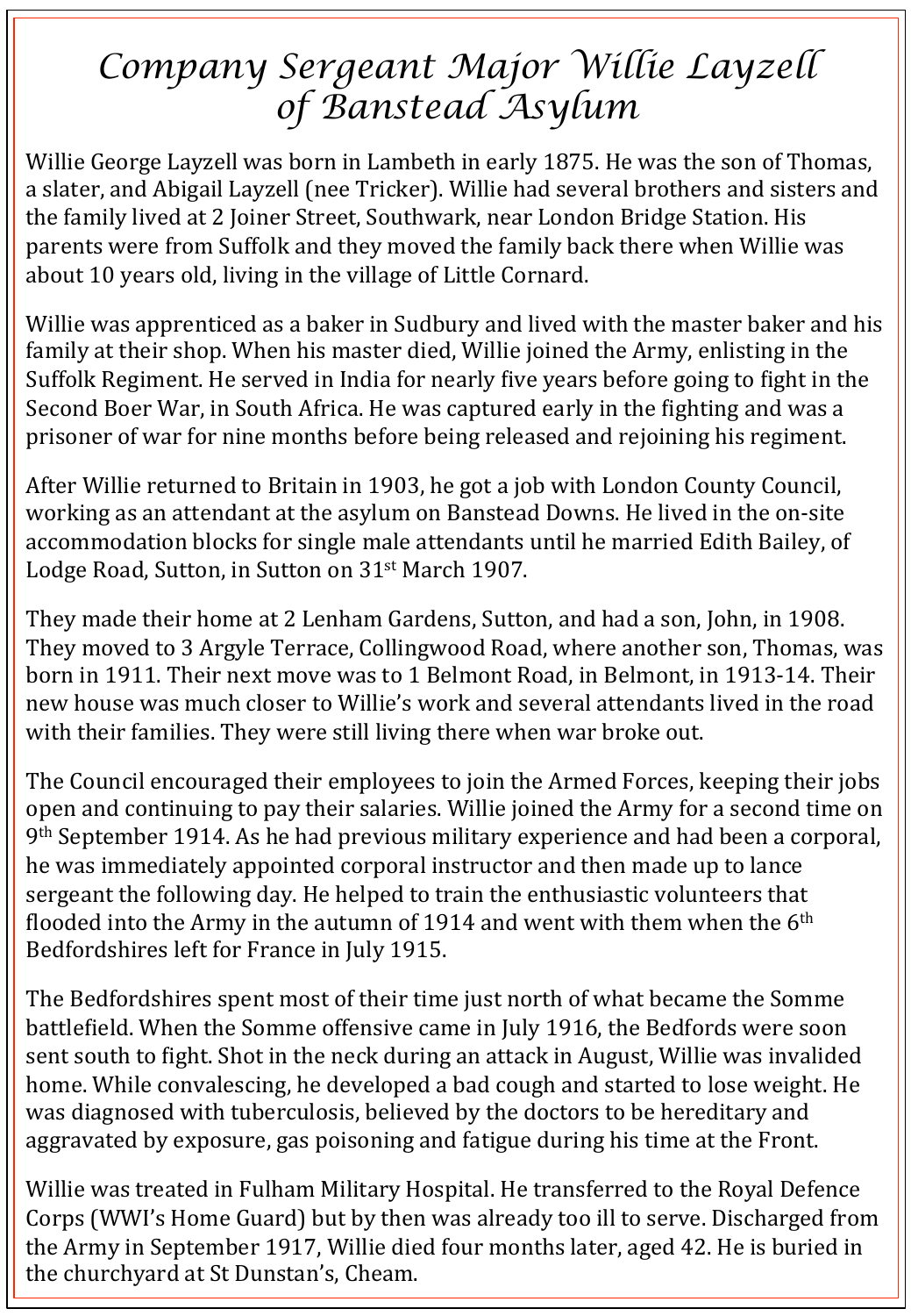# Company Sergeant Major Willie Layzell of Banstead Asylum

Willie George Layzell was born in Lambeth in early 1875. He was the son of Thomas, a slater, and Abigail Layzell (nee Tricker). Willie had several brothers and sisters and the family lived at 2 Joiner Street, Southwark, near London Bridge Station. His parents were from Suffolk and they moved the family back there when Willie was about 10 years old, living in the village of Little Cornard.

Willie was apprenticed as a baker in Sudbury and lived with the master baker and his family at their shop. When his master died, Willie joined the Army, enlisting in the Suffolk Regiment. He served in India for nearly five years before going to fight in the Second Boer War, in South Africa. He was captured early in the fighting and was a prisoner of war for nine months before being released and rejoining his regiment.

After Willie returned to Britain in 1903, he got a job with London County Council, working as an attendant at the asylum on Banstead Downs. He lived in the on-site accommodation blocks for single male attendants until he married Edith Bailey, of Lodge Road, Sutton, in Sutton on 31st March 1907.

They made their home at 2 Lenham Gardens, Sutton, and had a son, John, in 1908. They moved to 3 Argyle Terrace, Collingwood Road, where another son, Thomas, was born in 1911. Their next move was to 1 Belmont Road, in Belmont, in 1913-14. Their new house was much closer to Willie's work and several attendants lived in the road with their families. They were still living there when war broke out.

The Council encouraged their employees to join the Armed Forces, keeping their jobs open and continuing to pay their salaries. Willie joined the Army for a second time on 9th September 1914. As he had previous military experience and had been a corporal, he was immediately appointed corporal instructor and then made up to lance sergeant the following day. He helped to train the enthusiastic volunteers that flooded into the Army in the autumn of 1914 and went with them when the 6th Bedfordshires left for France in July 1915.

The Bedfordshires spent most of their time just north of what became the Somme battlefield. When the Somme offensive came in July 1916, the Bedfords were soon sent south to fight. Shot in the neck during an attack in August, Willie was invalided home. While convalescing, he developed a bad cough and started to lose weight. He was diagnosed with tuberculosis, believed by the doctors to be hereditary and aggravated by exposure, gas poisoning and fatigue during his time at the Front.

Willie was treated in Fulham Military Hospital. He transferred to the Royal Defence Corps (WWI's Home Guard) but by then was already too ill to serve. Discharged from the Army in September 1917, Willie died four months later, aged 42. He is buried in the churchyard at St Dunstan's, Cheam.